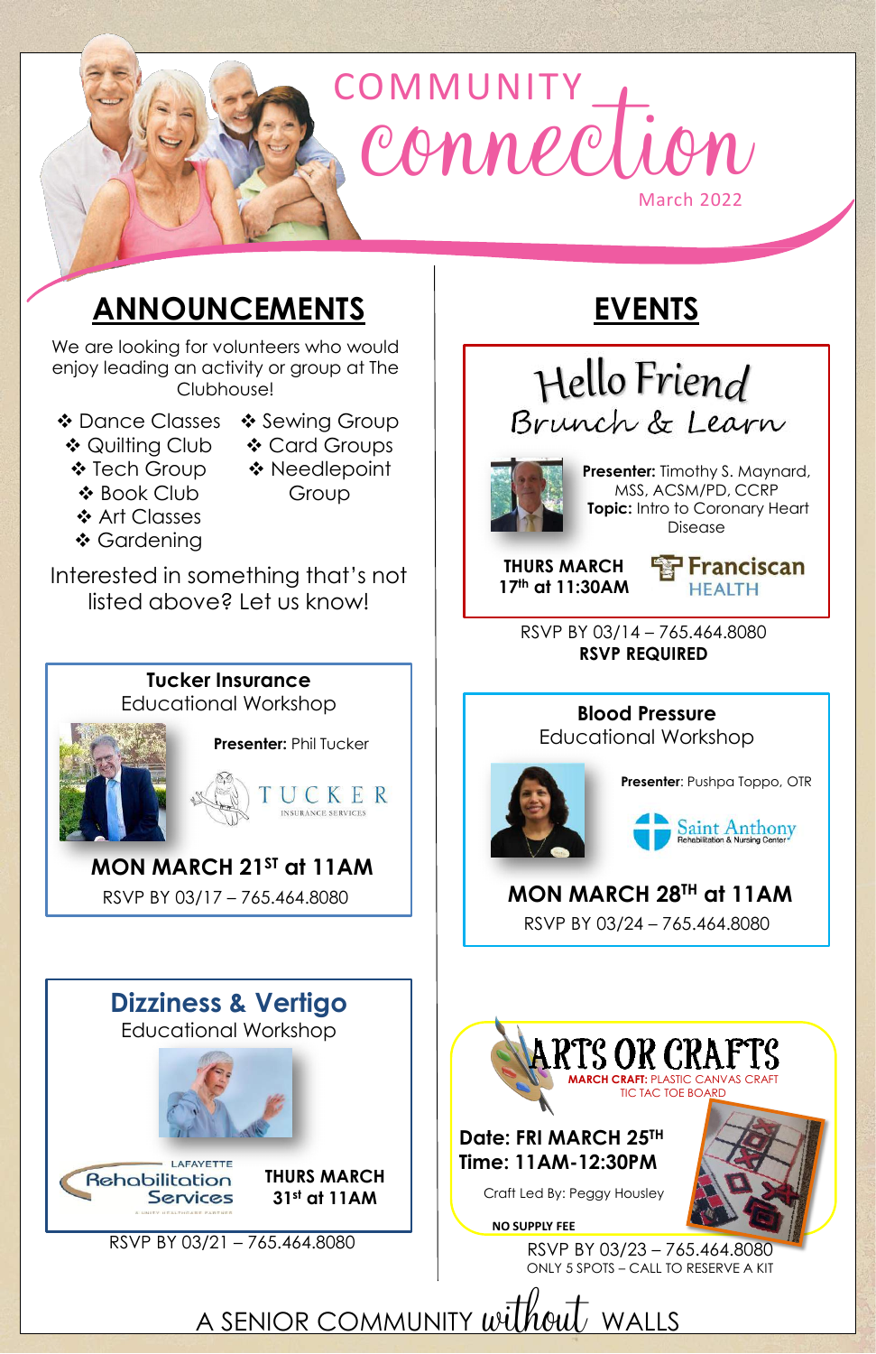# COMMUNITY connection

March 2022

## ANNOUNCEMENTS

We are looking for volunteers who would enjoy leading an activity or group at The Clubhouse!

- Dance Classes
- Quilting Club
- Tech Group
- Book Club
- Art Classes
- Gardening
- Sewing Group
- Card Groups
- Needlepoint Group

Interested in something that's not listed above? Let us know!

### Tucker Insurance

Educational Workshop

**Presenter:** Phil Tucker

TUCKER INSURANCE SERVICES

**MON MARCH 21ST at 11AM**

RSVP BY 03/17 – 765.464.8080

### Dizziness & Vertigo

Educational Workshop

LAFAYETTE Rehabilitation Services

**THURS MARCH 31st at 11AM**

RSVP BY 03/21 – 765.464.8080

## EVENTS

### Hello Friend Brunch & Learn

**Presenter:** Timothy S. Maynard, MSS, ACSM/PD, CCRP

**Topic:** Intro to Coronary Heart Disease

**THURS MARCH 17th at 11:30AM**

Franciscan HEALTH

RSVP BY 03/14 – 765.464.8080

**RSVP REQUIRED**

### Blood Pressure

Educational Workshop

**Presenter**: Pushpa Toppo, OTR

Saint Anthony Rehabilitation & Nursing Center

**MON MARCH 28TH at 11AM**

RSVP BY 03/24 – 765.464.8080

### ARTS OR CRAFTS

**MARCH CRAFT:** PLASTIC CANVAS CRAFT TIC TAC TOE BOARD

**Date: FRI MARCH 25TH**

**Time: 11AM-12:30PM**

Craft Led By: Peggy Housley

**NO SUPPLY FEE**

RSVP BY 03/23 – 765.464.8080

ONLY 5 SPOTS – CALL TO RESERVE A KIT

A SENIOR COMMUNITY without WALLS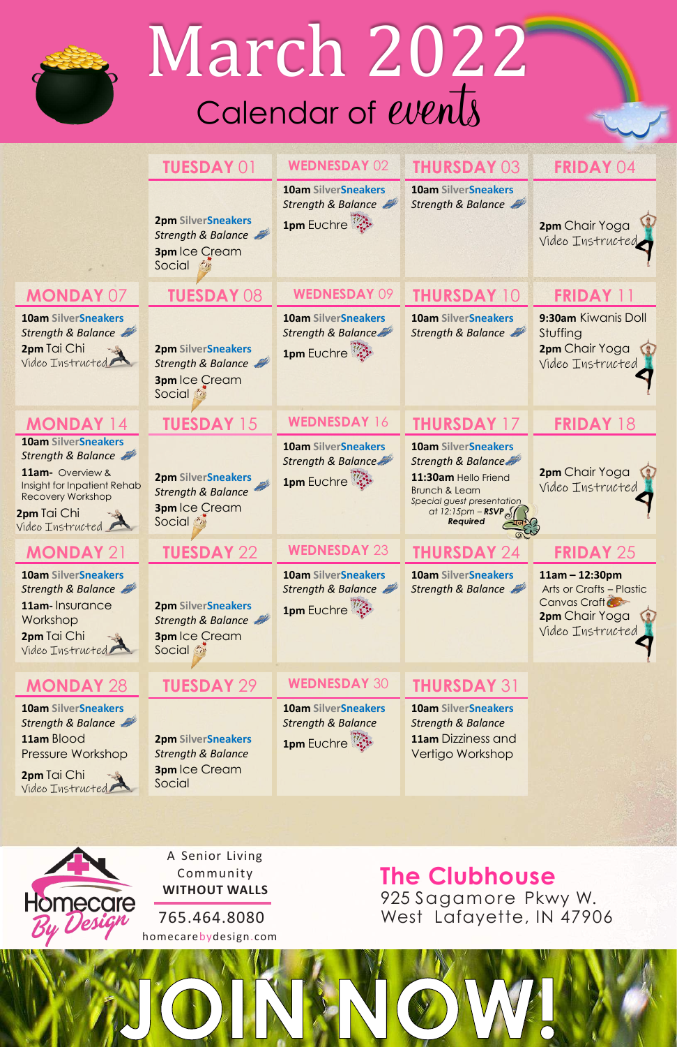# March 2022

## Calendar of events

| MONDAY | TUESDAY | WEDNESDAY | THURSDAY | FRIDAY |
|---|---|---|---|---|
| | **TUESDAY 01**<br>**2pm** SilverSneakers *Strength & Balance*<br>**3pm** Ice Cream Social | **WEDNESDAY 02**<br>**10am** SilverSneakers *Strength & Balance*<br>**1pm** Euchre | **THURSDAY 03**<br>**10am** SilverSneakers *Strength & Balance* | **FRIDAY 04**<br>**2pm** Chair Yoga Video Instructed |
| **MONDAY 07**<br>**10am** SilverSneakers *Strength & Balance*<br>**2pm** Tai Chi Video Instructed | **TUESDAY 08**<br>**2pm** SilverSneakers *Strength & Balance*<br>**3pm** Ice Cream Social | **WEDNESDAY 09**<br>**10am** SilverSneakers *Strength & Balance*<br>**1pm** Euchre | **THURSDAY 10**<br>**10am** SilverSneakers *Strength & Balance* | **FRIDAY 11**<br>**9:30am** Kiwanis Doll Stuffing<br>**2pm** Chair Yoga Video Instructed |
| **MONDAY 14**<br>**10am** SilverSneakers *Strength & Balance*<br>**11am-** Overview & Insight for Inpatient Rehab Recovery Workshop<br>**2pm** Tai Chi Video Instructed | **TUESDAY 15**<br>**2pm** SilverSneakers *Strength & Balance*<br>**3pm** Ice Cream Social | **WEDNESDAY 16**<br>**10am** SilverSneakers *Strength & Balance*<br>**1pm** Euchre | **THURSDAY 17**<br>**10am** SilverSneakers *Strength & Balance*<br>**11:30am** Hello Friend Brunch & Learn<br>*Special guest presentation at 12:15pm – **RSVP Required*** | **FRIDAY 18**<br>**2pm** Chair Yoga Video Instructed |
| **MONDAY 21**<br>**10am** SilverSneakers *Strength & Balance*<br>**11am-** Insurance Workshop<br>**2pm** Tai Chi Video Instructed | **TUESDAY 22**<br>**2pm** SilverSneakers *Strength & Balance*<br>**3pm** Ice Cream Social | **WEDNESDAY 23**<br>**10am** SilverSneakers *Strength & Balance*<br>**1pm** Euchre | **THURSDAY 24**<br>**10am** SilverSneakers *Strength & Balance* | **FRIDAY 25**<br>**11am – 12:30pm** Arts or Crafts – Plastic Canvas Craft<br>**2pm** Chair Yoga Video Instructed |
| **MONDAY 28**<br>**10am** SilverSneakers *Strength & Balance*<br>**11am** Blood Pressure Workshop<br>**2pm** Tai Chi Video Instructed | **TUESDAY 29**<br>**2pm** SilverSneakers *Strength & Balance*<br>**3pm** Ice Cream Social | **WEDNESDAY 30**<br>**10am** SilverSneakers *Strength & Balance*<br>**1pm** Euchre | **THURSDAY 31**<br>**10am** SilverSneakers *Strength & Balance*<br>**11am** Dizziness and Vertigo Workshop | |

Homecare By Design

A Senior Living Community **WITHOUT WALLS**

765.464.8080

homecarebydesign.com

**The Clubhouse**
925 Sagamore Pkwy W.
West Lafayette, IN 47906

# JOIN NOW!